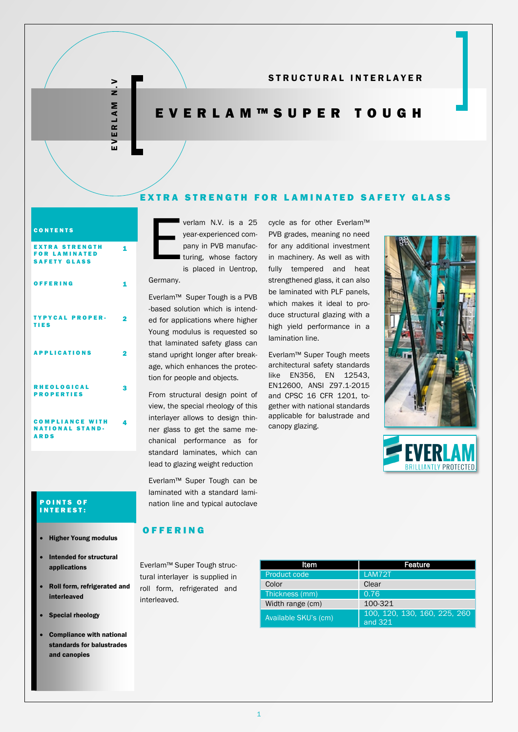EVERLAM N.V

STRUCTURAL INTERLAYER

# EVERLAM™ SUPER TOUGH

## EXTRA STRENGTH FOR LAMINATED SAFETY GLASS

**CONTENTS**

| | |
|---|---|
| EXTRA STRENGTH FOR LAMINATED SAFETY GLASS | 1 |
| OFFERING | 1 |
| TYPYCAL PROPERTIES | 2 |
| APPLICATIONS | 2 |
| RHEOLOGICAL PROPERTIES | 3 |
| COMPLIANCE WITH NATIONAL STANDARDS | 4 |

Everlam N.V. is a 25 year-experienced company in PVB manufacturing, whose factory is placed in Uentrop, Germany.

Everlam™ Super Tough is a PVB -based solution which is intended for applications where higher Young modulus is requested so that laminated safety glass can stand upright longer after breakage, which enhances the protection for people and objects.

From structural design point of view, the special rheology of this interlayer allows to design thinner glass to get the same mechanical performance as for standard laminates, which can lead to glazing weight reduction

Everlam™ Super Tough can be laminated with a standard lamination line and typical autoclave cycle as for other Everlam™ PVB grades, meaning no need for any additional investment in machinery. As well as with fully tempered and heat strengthened glass, it can also be laminated with PLF panels, which makes it ideal to produce structural glazing with a high yield performance in a lamination line.

Everlam™ Super Tough meets architectural safety standards like EN356, EN 12543, EN12600, ANSI Z97.1-2015 and CPSC 16 CFR 1201, together with national standards applicable for balustrade and canopy glazing.

EVERLAM BRILLIANTLY PROTECTED

**POINTS OF INTEREST:**

- **Higher Young modulus**
- **Intended for structural applications**
- **Roll form, refrigerated and interleaved**
- **Special rheology**
- **Compliance with national standards for balustrades and canopies**

## OFFERING

Everlam™ Super Tough structural interlayer is supplied in roll form, refrigerated and interleaved.

| Item | Feature |
|---|---|
| Product code | LAM72T |
| Color | Clear |
| Thickness (mm) | 0.76 |
| Width range (cm) | 100-321 |
| Available SKU's (cm) | 100, 120, 130, 160, 225, 260 and 321 |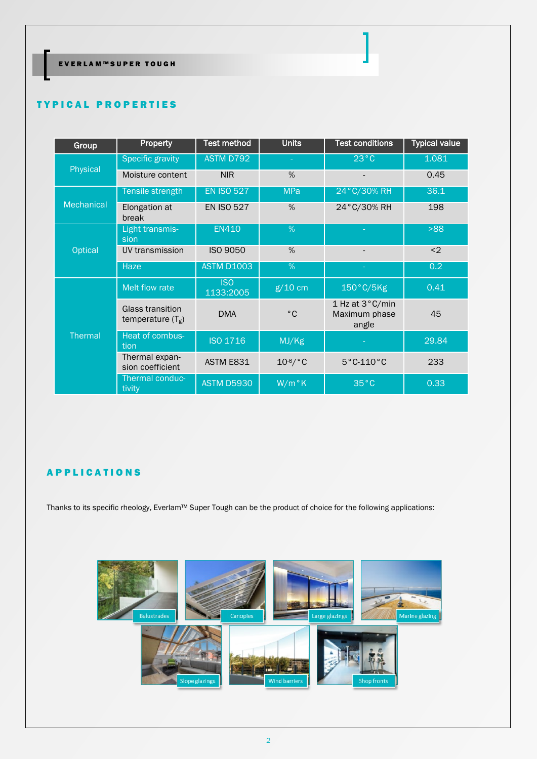## TYPICAL PROPERTIES

| Group | Property | Test method | Units | Test conditions | Typical value |
|---|---|---|---|---|---|
| Physical | Specific gravity | ASTM D792 | - | 23°C | 1.081 |
| | Moisture content | NIR | % | - | 0.45 |
| Mechanical | Tensile strength | EN ISO 527 | MPa | 24°C/30% RH | 36.1 |
| | Elongation at break | EN ISO 527 | % | 24°C/30% RH | 198 |
| Optical | Light transmission | EN410 | % | - | >88 |
| | UV transmission | ISO 9050 | % | - | <2 |
| | Haze | ASTM D1003 | % | - | 0.2 |
| Thermal | Melt flow rate | ISO 1133:2005 | g/10 cm | 150°C/5Kg | 0.41 |
| | Glass transition temperature ($T_g$) | DMA | °C | 1 Hz at 3°C/min Maximum phase angle | 45 |
| | Heat of combustion | ISO 1716 | MJ/Kg | - | 29.84 |
| | Thermal expansion coefficient | ASTM E831 | $10^{-6}$/°C | 5°C-110°C | 233 |
| | Thermal conductivity | ASTM D5930 | W/m°K | 35°C | 0.33 |

## APPLICATIONS

Thanks to its specific rheology, Everlam™ Super Tough can be the product of choice for the following applications:

Balustrades

Canopies

Large glazings

Marine glazing

Slope glazings

Wind barriers

Shop fronts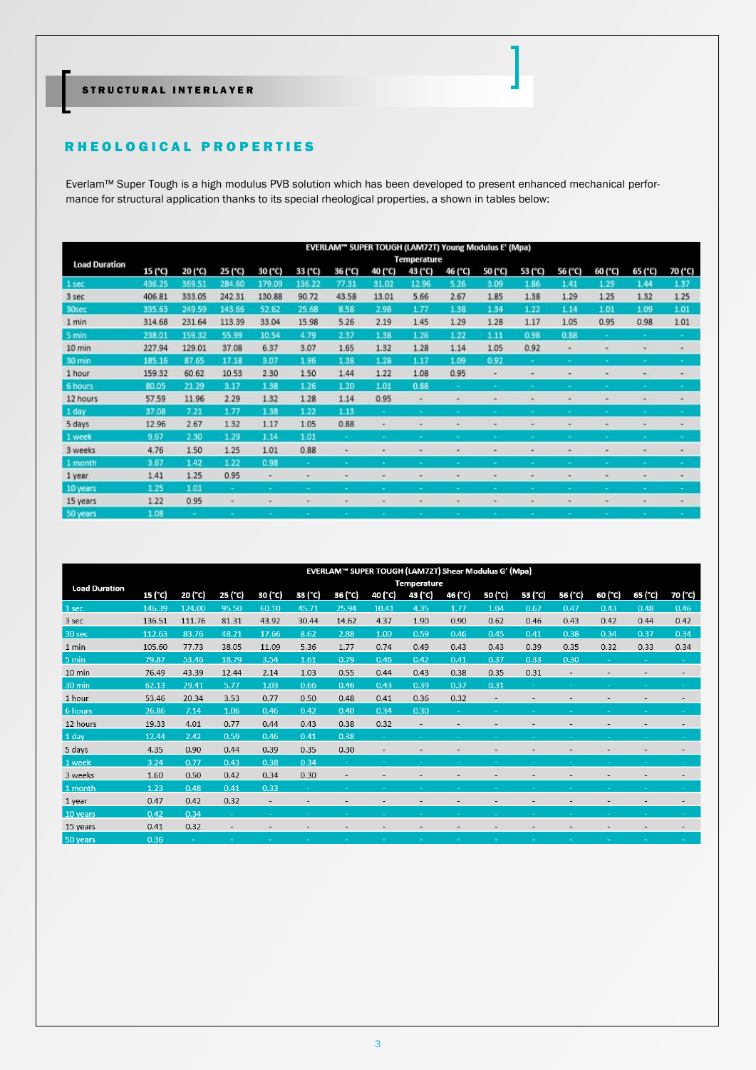STRUCTURAL INTERLAYER

## RHEOLOGICAL PROPERTIES

Everlam™ Super Tough is a high modulus PVB solution which has been developed to present enhanced mechanical performance for structural application thanks to its special rheological properties, a shown in tables below:

| Load Duration | EVERLAM™ SUPER TOUGH (LAM72T) Young Modulus E' (Mpa) | | | | | | | | | | | | | | |
|---|---|---|---|---|---|---|---|---|---|---|---|---|---|---|---|
| | Temperature | | | | | | | | | | | | | | |
| | 15 (°C) | 20 (°C) | 25 (°C) | 30 (°C) | 33 (°C) | 36 (°C) | 40 (°C) | 43 (°C) | 46 (°C) | 50 (°C) | 53 (°C) | 56 (°C) | 60 (°C) | 65 (°C) | 70 (°C) |
| 1 sec | 436.25 | 369.51 | 284.60 | 179.09 | 136.22 | 77.31 | 31.02 | 12.96 | 5.26 | 3.09 | 1.86 | 1.41 | 1.29 | 1.44 | 1.37 |
| 3 sec | 406.81 | 333.05 | 242.31 | 130.88 | 90.72 | 43.58 | 13.01 | 5.66 | 2.67 | 1.85 | 1.38 | 1.29 | 1.25 | 1.32 | 1.25 |
| 30sec | 335.63 | 249.59 | 143.66 | 52.62 | 25.68 | 8.58 | 2.98 | 1.77 | 1.38 | 1.34 | 1.22 | 1.14 | 1.01 | 1.09 | 1.01 |
| 1 min | 314.68 | 231.64 | 113.39 | 33.04 | 15.98 | 5.26 | 2.19 | 1.45 | 1.29 | 1.28 | 1.17 | 1.05 | 0.95 | 0.98 | 1.01 |
| 5 min | 238.01 | 159.32 | 55.99 | 10.54 | 4.79 | 2.37 | 1.38 | 1.26 | 1.22 | 1.11 | 0.98 | 0.88 | - | - | - |
| 10 min | 227.94 | 129.01 | 37.08 | 6.37 | 3.07 | 1.65 | 1.32 | 1.28 | 1.14 | 1.05 | 0.92 | - | - | - | - |
| 30 min | 185.16 | 87.65 | 17.18 | 3.07 | 1.96 | 1.38 | 1.28 | 1.17 | 1.09 | 0.92 | - | - | - | - | - |
| 1 hour | 159.32 | 60.62 | 10.53 | 2.30 | 1.50 | 1.44 | 1.22 | 1.08 | 0.95 | - | - | - | - | - | - |
| 6 hours | 80.05 | 21.29 | 3.17 | 1.38 | 1.26 | 1.20 | 1.01 | 0.88 | - | - | - | - | - | - | - |
| 12 hours | 57.59 | 11.96 | 2.29 | 1.32 | 1.28 | 1.14 | 0.95 | - | - | - | - | - | - | - | - |
| 1 day | 37.08 | 7.21 | 1.77 | 1.38 | 1.22 | 1.13 | - | - | - | - | - | - | - | - | - |
| 5 days | 12.96 | 2.67 | 1.32 | 1.17 | 1.05 | 0.88 | - | - | - | - | - | - | - | - | - |
| 1 week | 9.67 | 2.30 | 1.29 | 1.14 | 1.01 | - | - | - | - | - | - | - | - | - | - |
| 3 weeks | 4.76 | 1.50 | 1.25 | 1.01 | 0.88 | - | - | - | - | - | - | - | - | - | - |
| 1 month | 3.67 | 1.42 | 1.22 | 0.98 | - | - | - | - | - | - | - | - | - | - | - |
| 1 year | 1.41 | 1.25 | 0.95 | - | - | - | - | - | - | - | - | - | - | - | - |
| 10 years | 1.25 | 1.01 | - | - | - | - | - | - | - | - | - | - | - | - | - |
| 15 years | 1.22 | 0.95 | - | - | - | - | - | - | - | - | - | - | - | - | - |
| 50 years | 1.08 | - | - | - | - | - | - | - | - | - | - | - | - | - | - |

| Load Duration | EVERLAM™ SUPER TOUGH (LAM72T) Shear Modulus G' (Mpa) | | | | | | | | | | | | | | |
|---|---|---|---|---|---|---|---|---|---|---|---|---|---|---|---|
| | Temperature | | | | | | | | | | | | | | |
| | 15 (°C) | 20 (°C) | 25 (°C) | 30 (°C) | 33 (°C) | 36 (°C) | 40 (°C) | 43 (°C) | 46 (°C) | 50 (°C) | 53 (°C) | 56 (°C) | 60 (°C) | 65 (°C) | 70 (°C) |
| 1 sec | 146.39 | 124.00 | 95.50 | 60.10 | 45.71 | 25.94 | 10.41 | 4.35 | 1.77 | 1.04 | 0.62 | 0.47 | 0.43 | 0.48 | 0.46 |
| 3 sec | 136.51 | 111.76 | 81.31 | 43.92 | 30.44 | 14.62 | 4.37 | 1.90 | 0.90 | 0.62 | 0.46 | 0.43 | 0.42 | 0.44 | 0.42 |
| 30 sec | 112.63 | 83.76 | 48.21 | 17.66 | 8.62 | 2.88 | 1.00 | 0.59 | 0.46 | 0.45 | 0.41 | 0.38 | 0.34 | 0.37 | 0.34 |
| 1 min | 105.60 | 77.73 | 38.05 | 11.09 | 5.36 | 1.77 | 0.74 | 0.49 | 0.43 | 0.43 | 0.39 | 0.35 | 0.32 | 0.33 | 0.34 |
| 5 min | 79.87 | 53.46 | 18.79 | 3.54 | 1.61 | 0.79 | 0.46 | 0.42 | 0.41 | 0.37 | 0.33 | 0.30 | - | - | - |
| 10 min | 76.49 | 43.39 | 12.44 | 2.14 | 1.03 | 0.55 | 0.44 | 0.43 | 0.38 | 0.35 | 0.31 | - | - | - | - |
| 30 min | 62.13 | 29.41 | 5.77 | 1.03 | 0.66 | 0.46 | 0.43 | 0.39 | 0.37 | 0.31 | - | - | - | - | - |
| 1 hour | 53.46 | 20.34 | 3.53 | 0.77 | 0.50 | 0.48 | 0.41 | 0.36 | 0.32 | - | - | - | - | - | - |
| 6 hours | 26.86 | 7.14 | 1.06 | 0.46 | 0.42 | 0.40 | 0.34 | 0.30 | - | - | - | - | - | - | - |
| 12 hours | 19.33 | 4.01 | 0.77 | 0.44 | 0.43 | 0.38 | 0.32 | - | - | - | - | - | - | - | - |
| 1 day | 12.44 | 2.42 | 0.59 | 0.46 | 0.41 | 0.38 | - | - | - | - | - | - | - | - | - |
| 5 days | 4.35 | 0.90 | 0.44 | 0.39 | 0.35 | 0.30 | - | - | - | - | - | - | - | - | - |
| 1 week | 3.24 | 0.77 | 0.43 | 0.38 | 0.34 | - | - | - | - | - | - | - | - | - | - |
| 3 weeks | 1.60 | 0.50 | 0.42 | 0.34 | 0.30 | - | - | - | - | - | - | - | - | - | - |
| 1 month | 1.23 | 0.48 | 0.41 | 0.33 | - | - | - | - | - | - | - | - | - | - | - |
| 1 year | 0.47 | 0.42 | 0.32 | - | - | - | - | - | - | - | - | - | - | - | - |
| 10 years | 0.42 | 0.34 | - | - | - | - | - | - | - | - | - | - | - | - | - |
| 15 years | 0.41 | 0.32 | - | - | - | - | - | - | - | - | - | - | - | - | - |
| 50 years | 0.36 | - | - | - | - | - | - | - | - | - | - | - | - | - | - |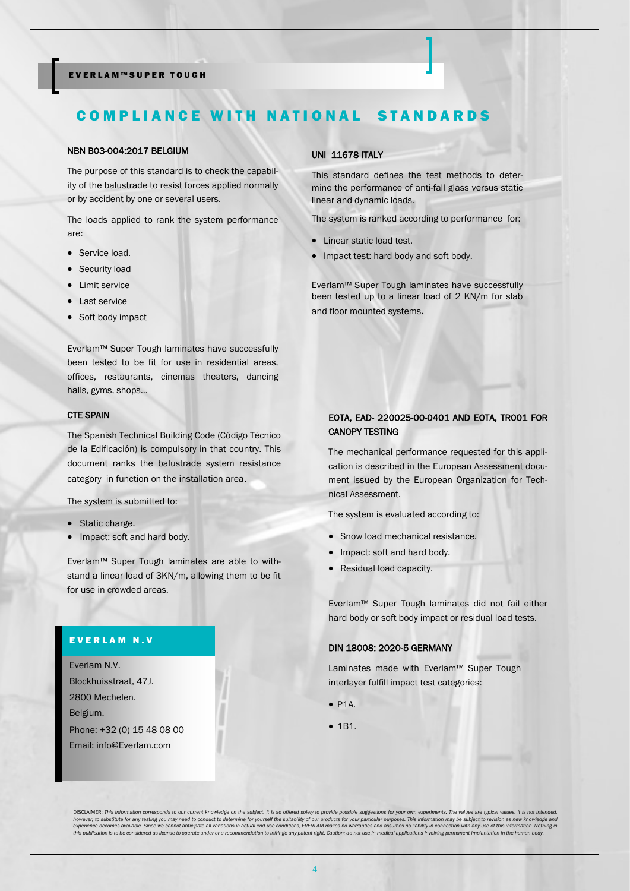EVERLAM™SUPER TOUGH

# COMPLIANCE WITH NATIONAL STANDARDS

### NBN B03-004:2017 BELGIUM

The purpose of this standard is to check the capability of the balustrade to resist forces applied normally or by accident by one or several users.

The loads applied to rank the system performance are:

- Service load.
- Security load
- Limit service
- Last service
- Soft body impact

Everlam™ Super Tough laminates have successfully been tested to be fit for use in residential areas, offices, restaurants, cinemas theaters, dancing halls, gyms, shops…

### CTE SPAIN

The Spanish Technical Building Code (Código Técnico de la Edificación) is compulsory in that country. This document ranks the balustrade system resistance category in function on the installation area.

The system is submitted to:

- Static charge.
- Impact: soft and hard body.

Everlam™ Super Tough laminates are able to withstand a linear load of 3KN/m, allowing them to be fit for use in crowded areas.

### UNI 11678 ITALY

This standard defines the test methods to determine the performance of anti-fall glass versus static linear and dynamic loads.

The system is ranked according to performance for:

- Linear static load test.
- Impact test: hard body and soft body.

Everlam™ Super Tough laminates have successfully been tested up to a linear load of 2 KN/m for slab and floor mounted systems.

### EOTA, EAD- 220025-00-0401 AND EOTA, TR001 FOR CANOPY TESTING

The mechanical performance requested for this application is described in the European Assessment document issued by the European Organization for Technical Assessment.

The system is evaluated according to:

- Snow load mechanical resistance.
- Impact: soft and hard body.
- Residual load capacity.

Everlam™ Super Tough laminates did not fail either hard body or soft body impact or residual load tests.

### DIN 18008: 2020-5 GERMANY

Laminates made with Everlam™ Super Tough interlayer fulfill impact test categories:

- P1A.
- 1B1.

## EVERLAM N.V

Everlam N.V.
Blockhuisstraat, 47J.
2800 Mechelen.
Belgium.
Phone: +32 (0) 15 48 08 00
Email: info@Everlam.com

DISCLAIMER: *This information corresponds to our current knowledge on the subject. It is so offered solely to provide possible suggestions for your own experiments. The values are typical values. It is not intended, however, to substitute for any testing you may need to conduct to determine for yourself the suitability of our products for your particular purposes. This information may be subject to revision as new knowledge and experience becomes available. Since we cannot anticipate all variations in actual end-use conditions, EVERLAM makes no warranties and assumes no liability in connection with any use of this information. Nothing in this publication is to be considered as license to operate under or a recommendation to infringe any patent right. Caution: do not use in medical applications involving permanent implantation in the human body.*